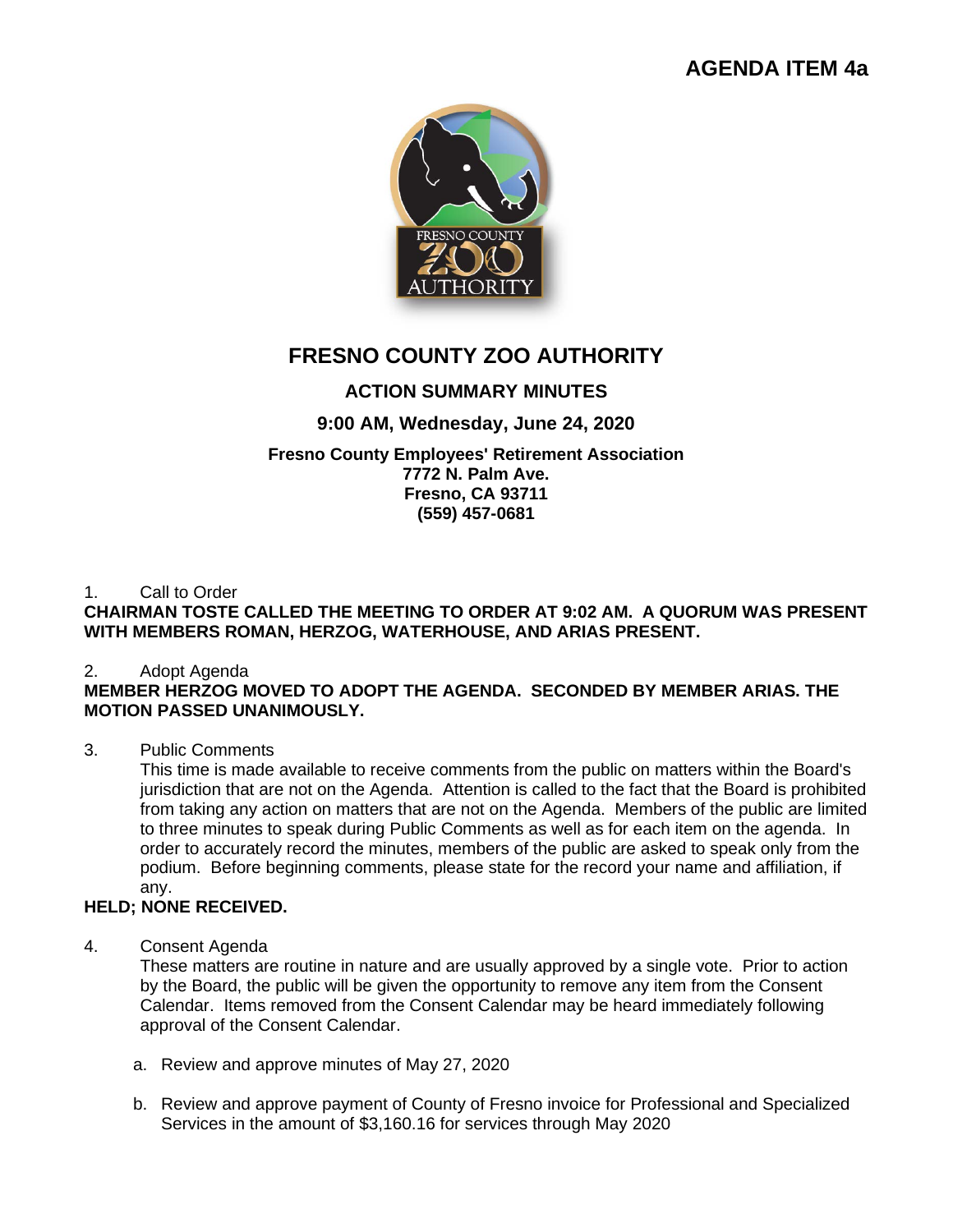**AGENDA ITEM 4a**

# FRESNO COUNTY ZOO AUTHORITY

## ACTION SUMMARY MINUTES

### 9:00 AM, Wednesday, June 24, 2020

**Fresno County Employees' Retirement Association**
**7772 N. Palm Ave.**
**Fresno, CA 93711**
**(559) 457-0681**

1. Call to Order

**CHAIRMAN TOSTE CALLED THE MEETING TO ORDER AT 9:02 AM. A QUORUM WAS PRESENT WITH MEMBERS ROMAN, HERZOG, WATERHOUSE, AND ARIAS PRESENT.**

2. Adopt Agenda

**MEMBER HERZOG MOVED TO ADOPT THE AGENDA. SECONDED BY MEMBER ARIAS. THE MOTION PASSED UNANIMOUSLY.**

3. Public Comments

   This time is made available to receive comments from the public on matters within the Board's jurisdiction that are not on the Agenda. Attention is called to the fact that the Board is prohibited from taking any action on matters that are not on the Agenda. Members of the public are limited to three minutes to speak during Public Comments as well as for each item on the agenda. In order to accurately record the minutes, members of the public are asked to speak only from the podium. Before beginning comments, please state for the record your name and affiliation, if any.

**HELD; NONE RECEIVED.**

4. Consent Agenda

   These matters are routine in nature and are usually approved by a single vote. Prior to action by the Board, the public will be given the opportunity to remove any item from the Consent Calendar. Items removed from the Consent Calendar may be heard immediately following approval of the Consent Calendar.

   a. Review and approve minutes of May 27, 2020

   b. Review and approve payment of County of Fresno invoice for Professional and Specialized Services in the amount of $3,160.16 for services through May 2020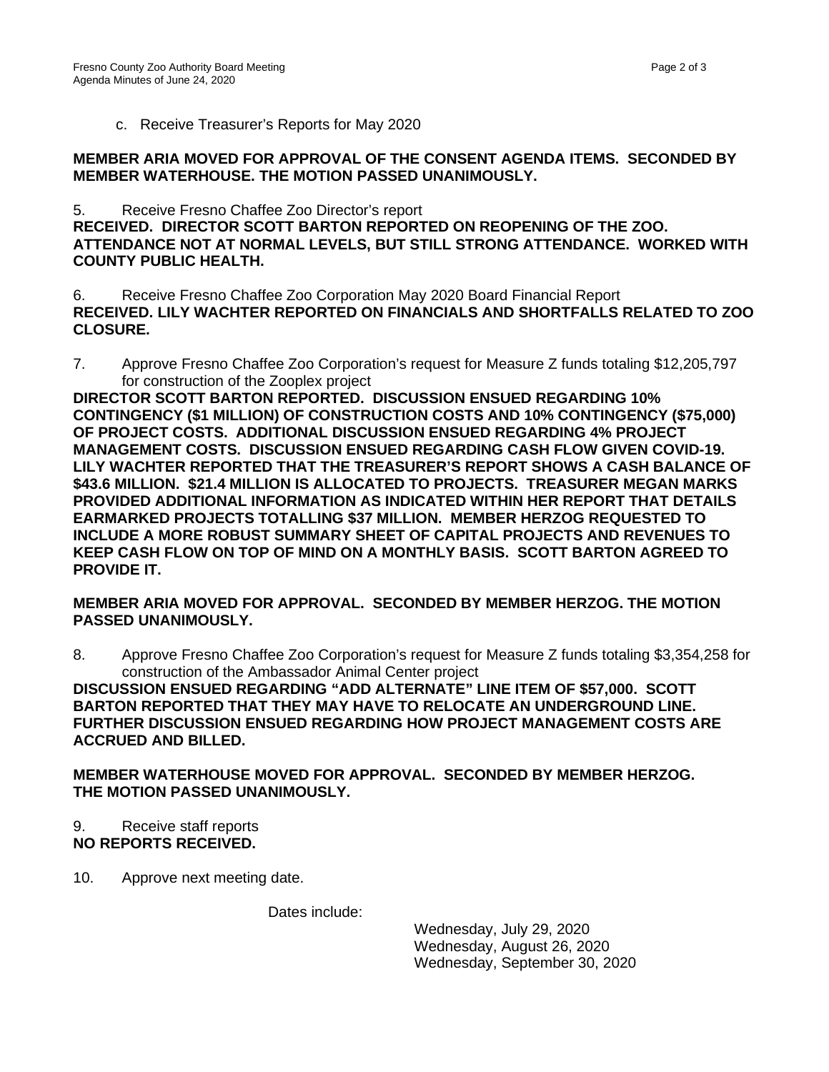c. Receive Treasurer's Reports for May 2020

**MEMBER ARIA MOVED FOR APPROVAL OF THE CONSENT AGENDA ITEMS. SECONDED BY MEMBER WATERHOUSE. THE MOTION PASSED UNANIMOUSLY.**

5. Receive Fresno Chaffee Zoo Director's report

**RECEIVED. DIRECTOR SCOTT BARTON REPORTED ON REOPENING OF THE ZOO. ATTENDANCE NOT AT NORMAL LEVELS, BUT STILL STRONG ATTENDANCE. WORKED WITH COUNTY PUBLIC HEALTH.**

6. Receive Fresno Chaffee Zoo Corporation May 2020 Board Financial Report

**RECEIVED. LILY WACHTER REPORTED ON FINANCIALS AND SHORTFALLS RELATED TO ZOO CLOSURE.**

7. Approve Fresno Chaffee Zoo Corporation's request for Measure Z funds totaling $12,205,797 for construction of the Zooplex project

**DIRECTOR SCOTT BARTON REPORTED. DISCUSSION ENSUED REGARDING 10% CONTINGENCY ($1 MILLION) OF CONSTRUCTION COSTS AND 10% CONTINGENCY ($75,000) OF PROJECT COSTS. ADDITIONAL DISCUSSION ENSUED REGARDING 4% PROJECT MANAGEMENT COSTS. DISCUSSION ENSUED REGARDING CASH FLOW GIVEN COVID-19. LILY WACHTER REPORTED THAT THE TREASURER'S REPORT SHOWS A CASH BALANCE OF $43.6 MILLION. $21.4 MILLION IS ALLOCATED TO PROJECTS. TREASURER MEGAN MARKS PROVIDED ADDITIONAL INFORMATION AS INDICATED WITHIN HER REPORT THAT DETAILS EARMARKED PROJECTS TOTALLING $37 MILLION. MEMBER HERZOG REQUESTED TO INCLUDE A MORE ROBUST SUMMARY SHEET OF CAPITAL PROJECTS AND REVENUES TO KEEP CASH FLOW ON TOP OF MIND ON A MONTHLY BASIS. SCOTT BARTON AGREED TO PROVIDE IT.**

**MEMBER ARIA MOVED FOR APPROVAL. SECONDED BY MEMBER HERZOG. THE MOTION PASSED UNANIMOUSLY.**

8. Approve Fresno Chaffee Zoo Corporation's request for Measure Z funds totaling $3,354,258 for construction of the Ambassador Animal Center project

**DISCUSSION ENSUED REGARDING "ADD ALTERNATE" LINE ITEM OF $57,000. SCOTT BARTON REPORTED THAT THEY MAY HAVE TO RELOCATE AN UNDERGROUND LINE. FURTHER DISCUSSION ENSUED REGARDING HOW PROJECT MANAGEMENT COSTS ARE ACCRUED AND BILLED.**

**MEMBER WATERHOUSE MOVED FOR APPROVAL. SECONDED BY MEMBER HERZOG. THE MOTION PASSED UNANIMOUSLY.**

9. Receive staff reports

**NO REPORTS RECEIVED.**

10. Approve next meeting date.

Dates include:

Wednesday, July 29, 2020
Wednesday, August 26, 2020
Wednesday, September 30, 2020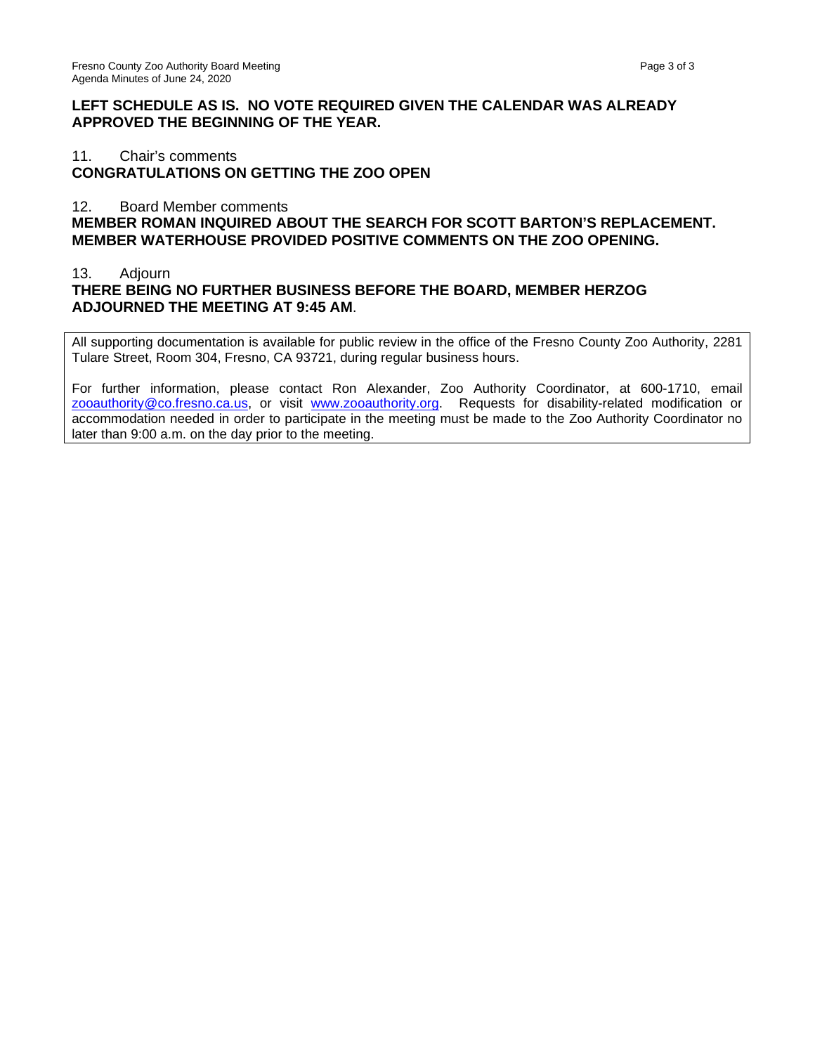**LEFT SCHEDULE AS IS. NO VOTE REQUIRED GIVEN THE CALENDAR WAS ALREADY APPROVED THE BEGINNING OF THE YEAR.**

11. Chair's comments

**CONGRATULATIONS ON GETTING THE ZOO OPEN**

12. Board Member comments

**MEMBER ROMAN INQUIRED ABOUT THE SEARCH FOR SCOTT BARTON'S REPLACEMENT. MEMBER WATERHOUSE PROVIDED POSITIVE COMMENTS ON THE ZOO OPENING.**

13. Adjourn

**THERE BEING NO FURTHER BUSINESS BEFORE THE BOARD, MEMBER HERZOG ADJOURNED THE MEETING AT 9:45 AM**.

All supporting documentation is available for public review in the office of the Fresno County Zoo Authority, 2281 Tulare Street, Room 304, Fresno, CA 93721, during regular business hours.

For further information, please contact Ron Alexander, Zoo Authority Coordinator, at 600-1710, email zooauthority@co.fresno.ca.us, or visit www.zooauthority.org. Requests for disability-related modification or accommodation needed in order to participate in the meeting must be made to the Zoo Authority Coordinator no later than 9:00 a.m. on the day prior to the meeting.